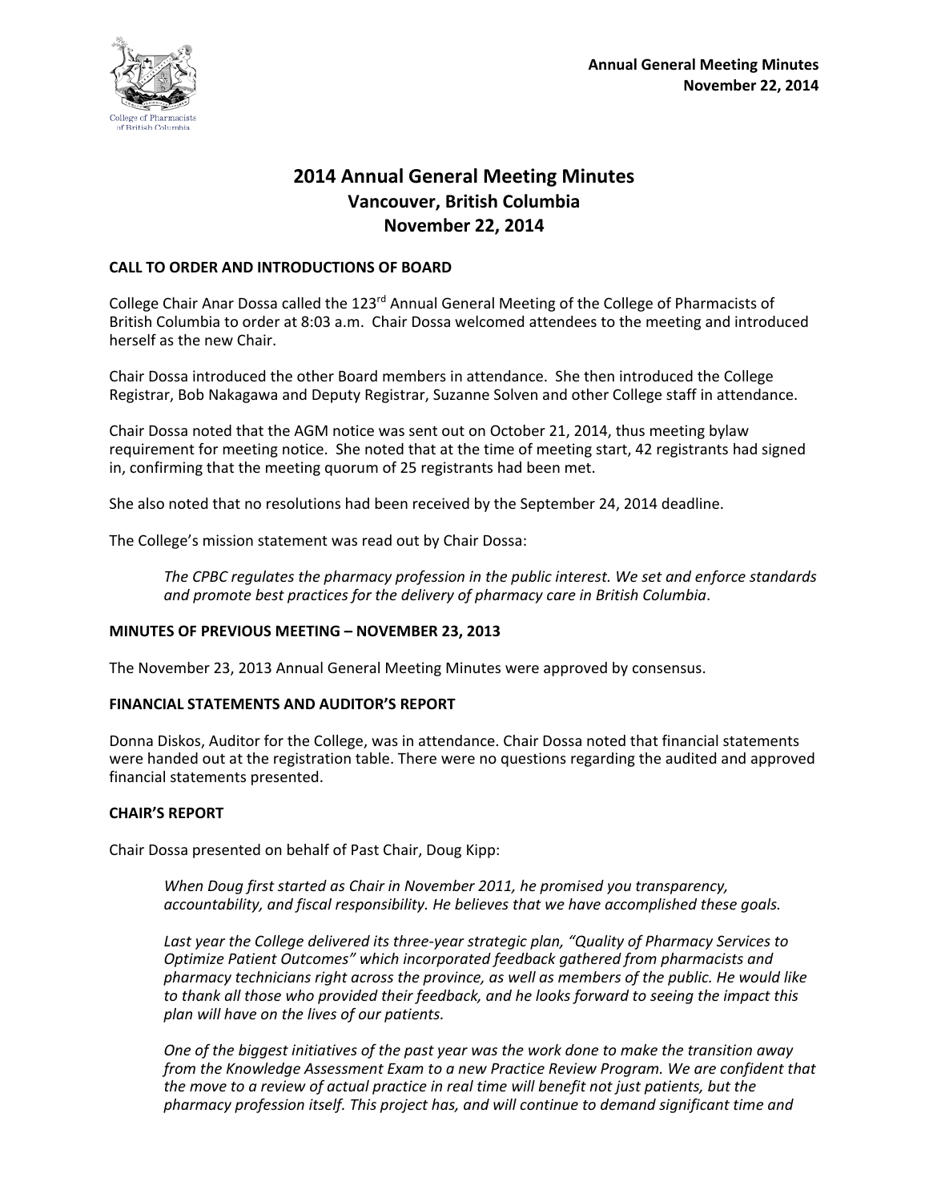# 2014 Annual General Meeting Minutes
## Vancouver, British Columbia
## November 22, 2014

**CALL TO ORDER AND INTRODUCTIONS OF BOARD**

College Chair Anar Dossa called the 123rd Annual General Meeting of the College of Pharmacists of British Columbia to order at 8:03 a.m. Chair Dossa welcomed attendees to the meeting and introduced herself as the new Chair.

Chair Dossa introduced the other Board members in attendance. She then introduced the College Registrar, Bob Nakagawa and Deputy Registrar, Suzanne Solven and other College staff in attendance.

Chair Dossa noted that the AGM notice was sent out on October 21, 2014, thus meeting bylaw requirement for meeting notice. She noted that at the time of meeting start, 42 registrants had signed in, confirming that the meeting quorum of 25 registrants had been met.

She also noted that no resolutions had been received by the September 24, 2014 deadline.

The College's mission statement was read out by Chair Dossa:

> *The CPBC regulates the pharmacy profession in the public interest. We set and enforce standards and promote best practices for the delivery of pharmacy care in British Columbia*.

**MINUTES OF PREVIOUS MEETING – NOVEMBER 23, 2013**

The November 23, 2013 Annual General Meeting Minutes were approved by consensus.

**FINANCIAL STATEMENTS AND AUDITOR'S REPORT**

Donna Diskos, Auditor for the College, was in attendance. Chair Dossa noted that financial statements were handed out at the registration table. There were no questions regarding the audited and approved financial statements presented.

**CHAIR'S REPORT**

Chair Dossa presented on behalf of Past Chair, Doug Kipp:

> *When Doug first started as Chair in November 2011, he promised you transparency, accountability, and fiscal responsibility. He believes that we have accomplished these goals.*
>
> *Last year the College delivered its three-year strategic plan, "Quality of Pharmacy Services to Optimize Patient Outcomes" which incorporated feedback gathered from pharmacists and pharmacy technicians right across the province, as well as members of the public. He would like to thank all those who provided their feedback, and he looks forward to seeing the impact this plan will have on the lives of our patients.*
>
> *One of the biggest initiatives of the past year was the work done to make the transition away from the Knowledge Assessment Exam to a new Practice Review Program. We are confident that the move to a review of actual practice in real time will benefit not just patients, but the pharmacy profession itself. This project has, and will continue to demand significant time and*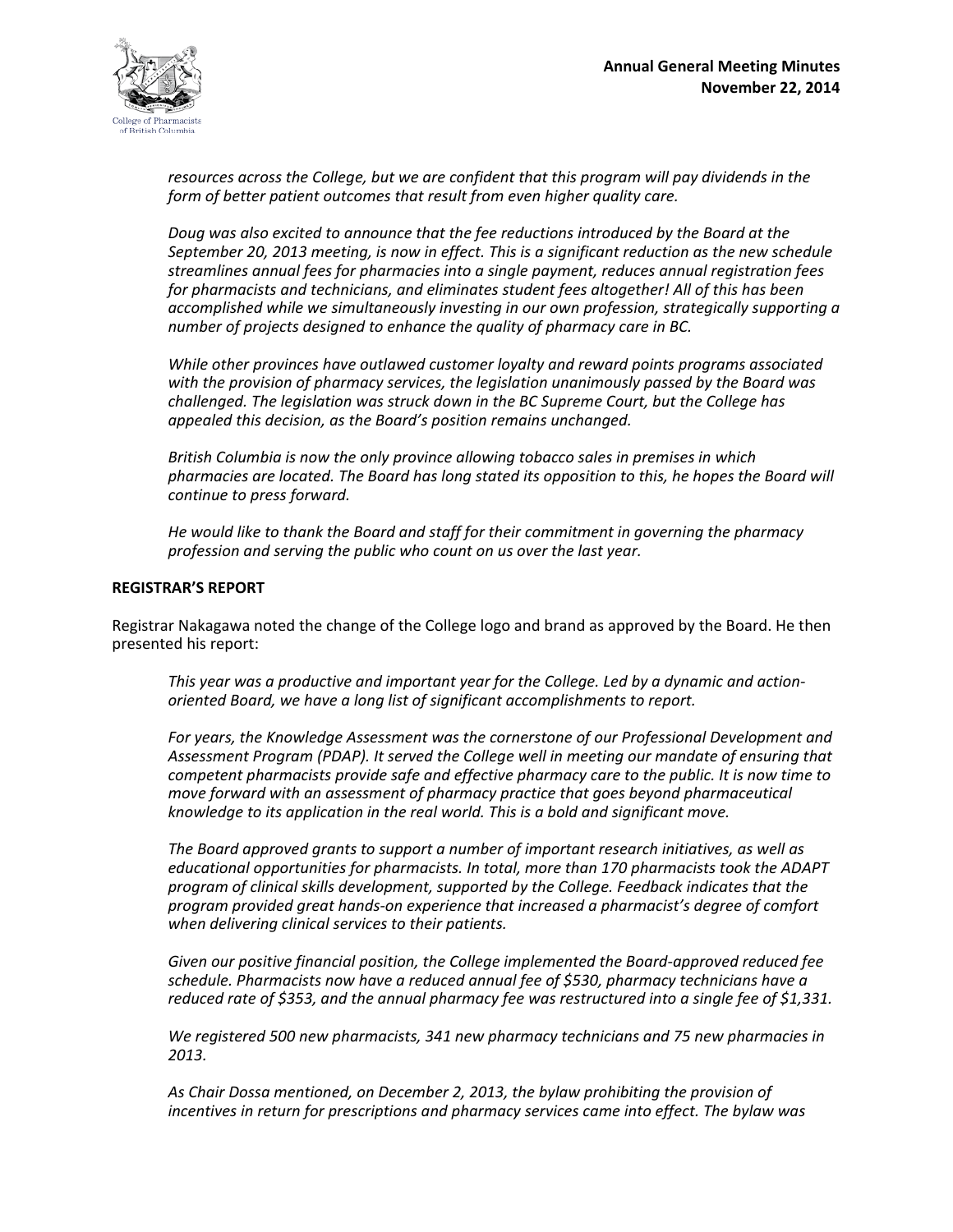*resources across the College, but we are confident that this program will pay dividends in the form of better patient outcomes that result from even higher quality care.*

*Doug was also excited to announce that the fee reductions introduced by the Board at the September 20, 2013 meeting, is now in effect. This is a significant reduction as the new schedule streamlines annual fees for pharmacies into a single payment, reduces annual registration fees for pharmacists and technicians, and eliminates student fees altogether! All of this has been accomplished while we simultaneously investing in our own profession, strategically supporting a number of projects designed to enhance the quality of pharmacy care in BC.*

*While other provinces have outlawed customer loyalty and reward points programs associated with the provision of pharmacy services, the legislation unanimously passed by the Board was challenged. The legislation was struck down in the BC Supreme Court, but the College has appealed this decision, as the Board's position remains unchanged.*

*British Columbia is now the only province allowing tobacco sales in premises in which pharmacies are located. The Board has long stated its opposition to this, he hopes the Board will continue to press forward.*

*He would like to thank the Board and staff for their commitment in governing the pharmacy profession and serving the public who count on us over the last year.*

**REGISTRAR'S REPORT**

Registrar Nakagawa noted the change of the College logo and brand as approved by the Board. He then presented his report:

*This year was a productive and important year for the College. Led by a dynamic and action-oriented Board, we have a long list of significant accomplishments to report.*

*For years, the Knowledge Assessment was the cornerstone of our Professional Development and Assessment Program (PDAP). It served the College well in meeting our mandate of ensuring that competent pharmacists provide safe and effective pharmacy care to the public. It is now time to move forward with an assessment of pharmacy practice that goes beyond pharmaceutical knowledge to its application in the real world. This is a bold and significant move.*

*The Board approved grants to support a number of important research initiatives, as well as educational opportunities for pharmacists. In total, more than 170 pharmacists took the ADAPT program of clinical skills development, supported by the College. Feedback indicates that the program provided great hands-on experience that increased a pharmacist's degree of comfort when delivering clinical services to their patients.*

*Given our positive financial position, the College implemented the Board-approved reduced fee schedule. Pharmacists now have a reduced annual fee of $530, pharmacy technicians have a reduced rate of $353, and the annual pharmacy fee was restructured into a single fee of $1,331.*

*We registered 500 new pharmacists, 341 new pharmacy technicians and 75 new pharmacies in 2013.*

*As Chair Dossa mentioned, on December 2, 2013, the bylaw prohibiting the provision of incentives in return for prescriptions and pharmacy services came into effect. The bylaw was*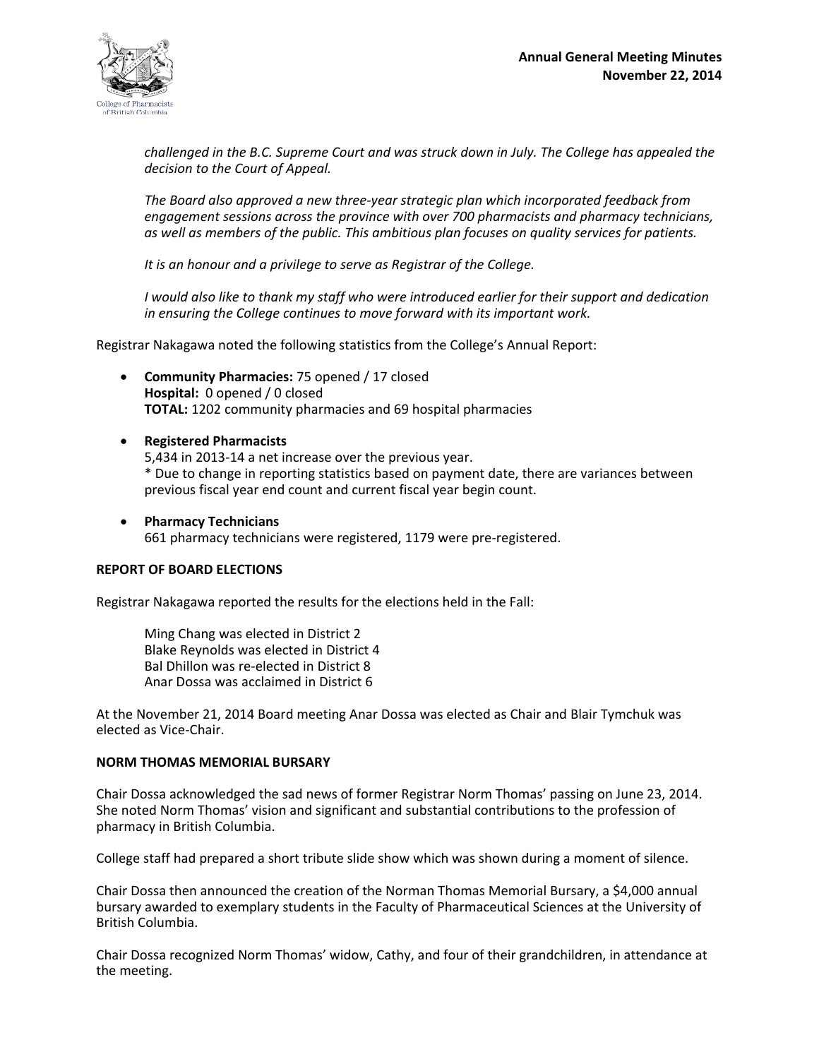*challenged in the B.C. Supreme Court and was struck down in July. The College has appealed the decision to the Court of Appeal.*

*The Board also approved a new three-year strategic plan which incorporated feedback from engagement sessions across the province with over 700 pharmacists and pharmacy technicians, as well as members of the public. This ambitious plan focuses on quality services for patients.*

*It is an honour and a privilege to serve as Registrar of the College.*

*I would also like to thank my staff who were introduced earlier for their support and dedication in ensuring the College continues to move forward with its important work.*

Registrar Nakagawa noted the following statistics from the College's Annual Report:

- **Community Pharmacies:** 75 opened / 17 closed
  **Hospital:** 0 opened / 0 closed
  **TOTAL:** 1202 community pharmacies and 69 hospital pharmacies
- **Registered Pharmacists**
  5,434 in 2013-14 a net increase over the previous year.
  * Due to change in reporting statistics based on payment date, there are variances between previous fiscal year end count and current fiscal year begin count.
- **Pharmacy Technicians**
  661 pharmacy technicians were registered, 1179 were pre-registered.

**REPORT OF BOARD ELECTIONS**

Registrar Nakagawa reported the results for the elections held in the Fall:

Ming Chang was elected in District 2
Blake Reynolds was elected in District 4
Bal Dhillon was re-elected in District 8
Anar Dossa was acclaimed in District 6

At the November 21, 2014 Board meeting Anar Dossa was elected as Chair and Blair Tymchuk was elected as Vice-Chair.

**NORM THOMAS MEMORIAL BURSARY**

Chair Dossa acknowledged the sad news of former Registrar Norm Thomas' passing on June 23, 2014. She noted Norm Thomas' vision and significant and substantial contributions to the profession of pharmacy in British Columbia.

College staff had prepared a short tribute slide show which was shown during a moment of silence.

Chair Dossa then announced the creation of the Norman Thomas Memorial Bursary, a $4,000 annual bursary awarded to exemplary students in the Faculty of Pharmaceutical Sciences at the University of British Columbia.

Chair Dossa recognized Norm Thomas' widow, Cathy, and four of their grandchildren, in attendance at the meeting.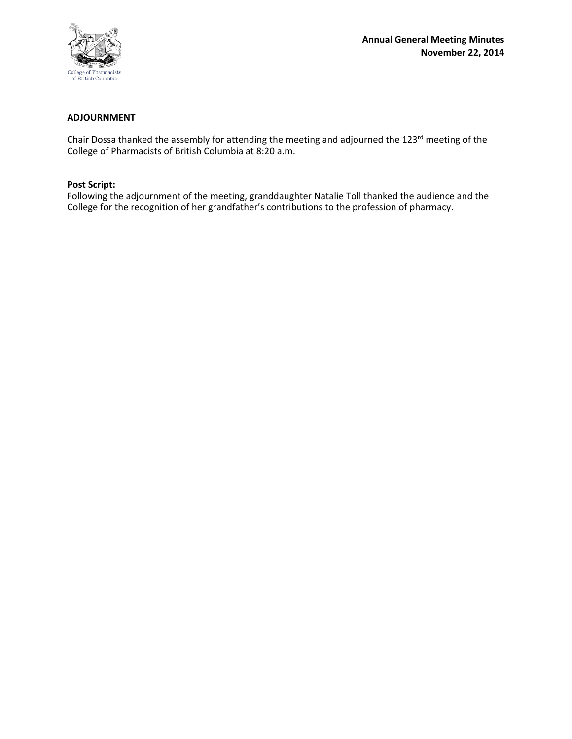**ADJOURNMENT**

Chair Dossa thanked the assembly for attending the meeting and adjourned the 123rd meeting of the College of Pharmacists of British Columbia at 8:20 a.m.

**Post Script:**
Following the adjournment of the meeting, granddaughter Natalie Toll thanked the audience and the College for the recognition of her grandfather's contributions to the profession of pharmacy.